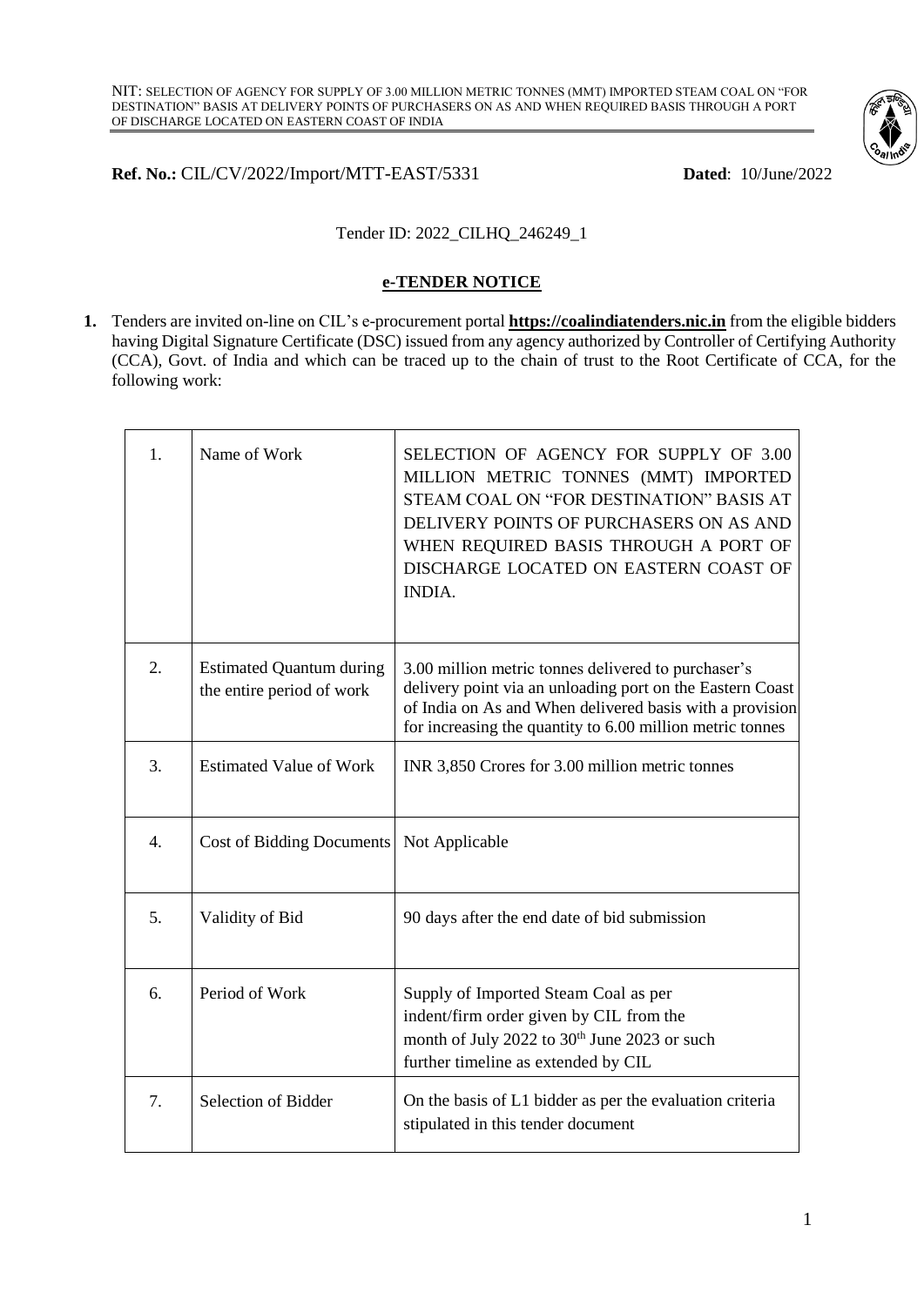**Ref. No.:** CIL/CV/2022/Import/MTT-EAST/5331 **Dated**: 10/June/2022

Tender ID: 2022_CILHQ_246249_1

## e-TENDER NOTICE

**1.** Tenders are invited on-line on CIL's e-procurement portal **https://coalindiatenders.nic.in** from the eligible bidders having Digital Signature Certificate (DSC) issued from any agency authorized by Controller of Certifying Authority (CCA), Govt. of India and which can be traced up to the chain of trust to the Root Certificate of CCA, for the following work:

| | | |
|---|---|---|
| 1. | Name of Work | SELECTION OF AGENCY FOR SUPPLY OF 3.00 MILLION METRIC TONNES (MMT) IMPORTED STEAM COAL ON "FOR DESTINATION" BASIS AT DELIVERY POINTS OF PURCHASERS ON AS AND WHEN REQUIRED BASIS THROUGH A PORT OF DISCHARGE LOCATED ON EASTERN COAST OF INDIA. |
| 2. | Estimated Quantum during the entire period of work | 3.00 million metric tonnes delivered to purchaser's delivery point via an unloading port on the Eastern Coast of India on As and When delivered basis with a provision for increasing the quantity to 6.00 million metric tonnes |
| 3. | Estimated Value of Work | INR 3,850 Crores for 3.00 million metric tonnes |
| 4. | Cost of Bidding Documents | Not Applicable |
| 5. | Validity of Bid | 90 days after the end date of bid submission |
| 6. | Period of Work | Supply of Imported Steam Coal as per indent/firm order given by CIL from the month of July 2022 to 30th June 2023 or such further timeline as extended by CIL |
| 7. | Selection of Bidder | On the basis of L1 bidder as per the evaluation criteria stipulated in this tender document |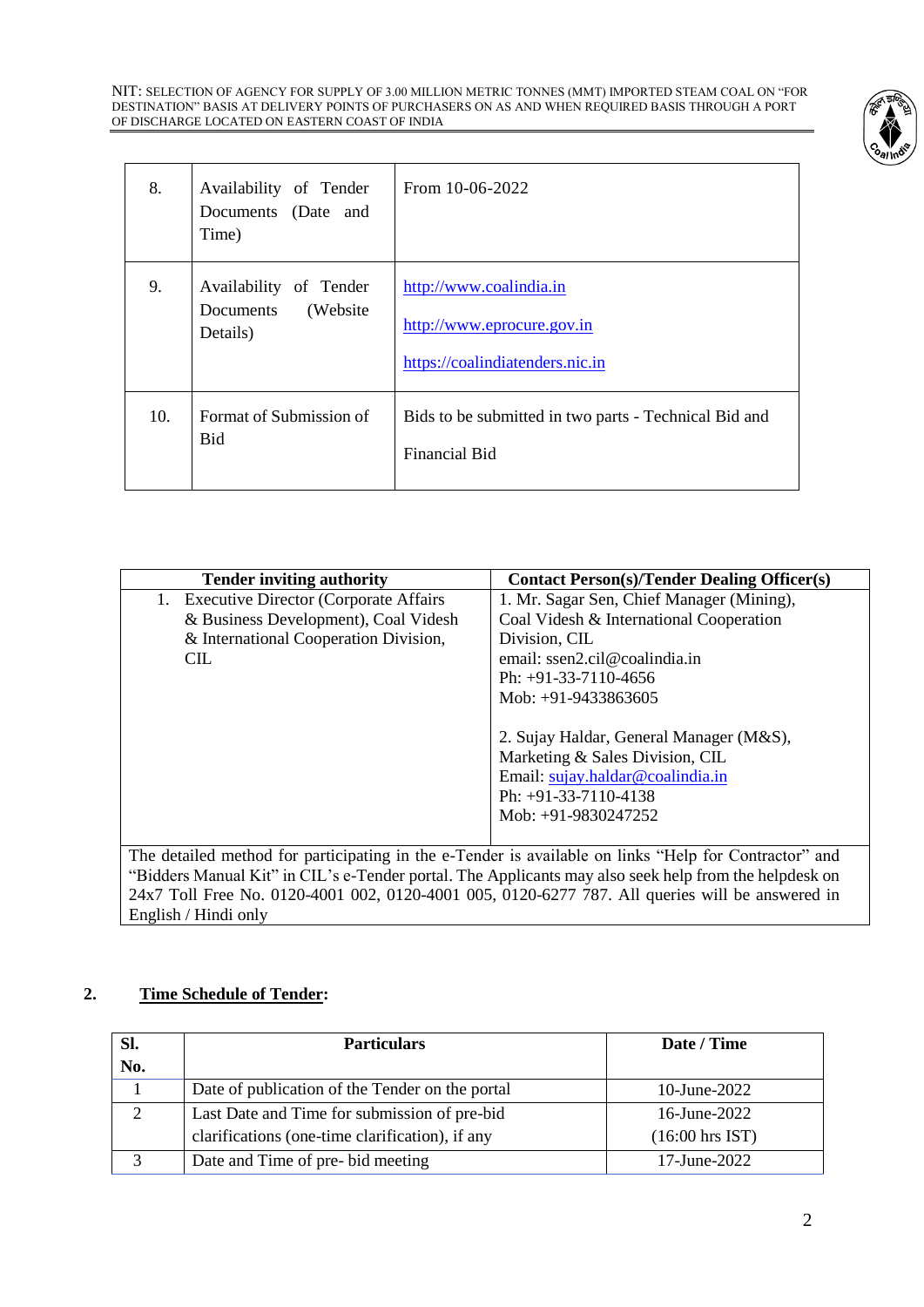| 8. | Availability of Tender Documents (Date and Time) | From 10-06-2022 |
|---|---|---|
| 9. | Availability of Tender Documents (Website Details) | http://www.coalindia.in<br><br>http://www.eprocure.gov.in<br><br>https://coalindiatenders.nic.in |
| 10. | Format of Submission of Bid | Bids to be submitted in two parts - Technical Bid and Financial Bid |

| Tender inviting authority | Contact Person(s)/Tender Dealing Officer(s) |
|---|---|
| 1. Executive Director (Corporate Affairs & Business Development), Coal Videsh & International Cooperation Division, CIL | 1. Mr. Sagar Sen, Chief Manager (Mining), Coal Videsh & International Cooperation Division, CIL<br>email: ssen2.cil@coalindia.in<br>Ph: +91-33-7110-4656<br>Mob: +91-9433863605<br><br>2. Sujay Haldar, General Manager (M&S), Marketing & Sales Division, CIL<br>Email: sujay.haldar@coalindia.in<br>Ph: +91-33-7110-4138<br>Mob: +91-9830247252 |
| The detailed method for participating in the e-Tender is available on links "Help for Contractor" and "Bidders Manual Kit" in CIL's e-Tender portal. The Applicants may also seek help from the helpdesk on 24x7 Toll Free No. 0120-4001 002, 0120-4001 005, 0120-6277 787. All queries will be answered in English / Hindi only | |

## 2. Time Schedule of Tender:

| Sl. No. | Particulars | Date / Time |
|---|---|---|
| 1 | Date of publication of the Tender on the portal | 10-June-2022 |
| 2 | Last Date and Time for submission of pre-bid clarifications (one-time clarification), if any | 16-June-2022 (16:00 hrs IST) |
| 3 | Date and Time of pre- bid meeting | 17-June-2022 |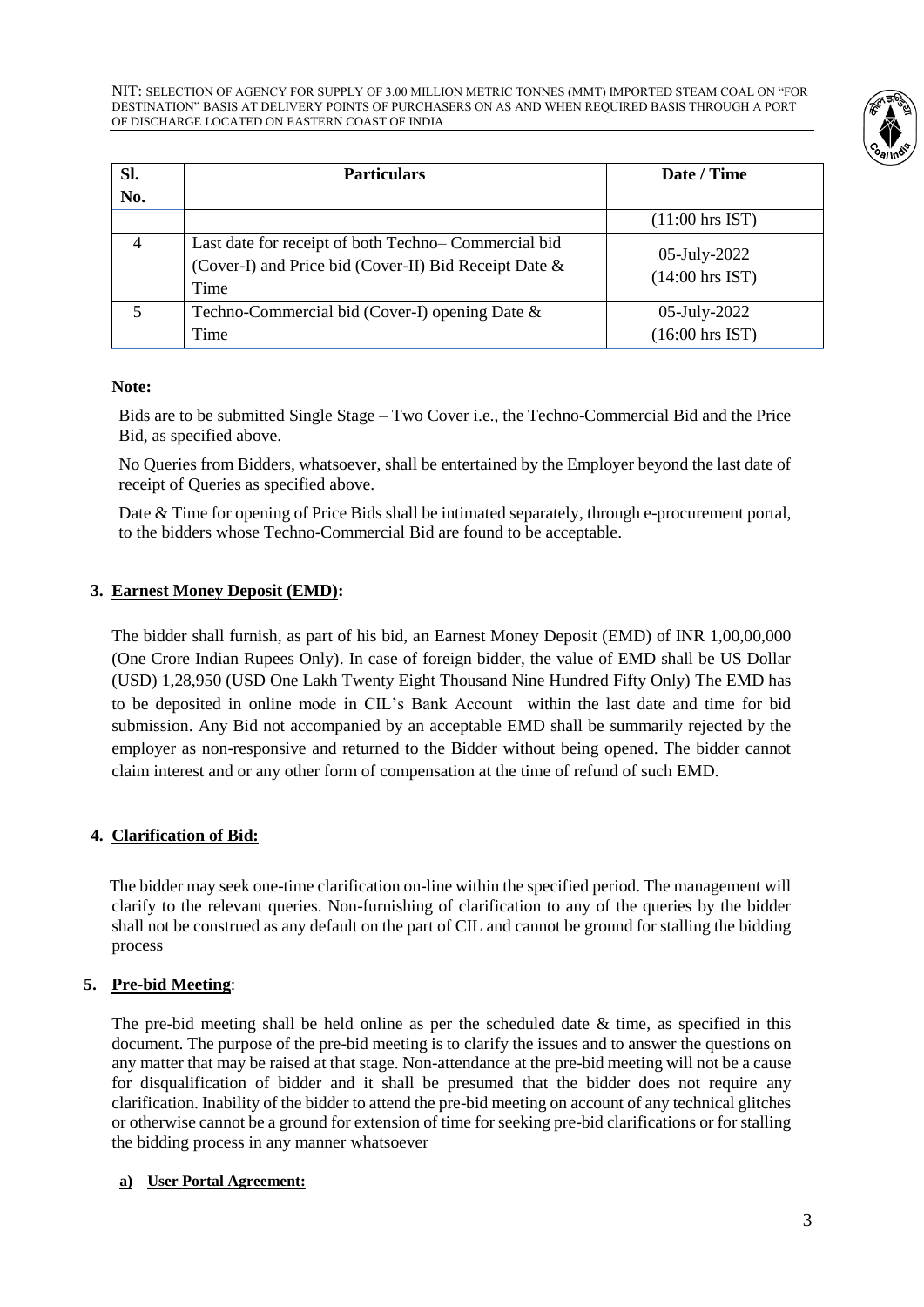| Sl. No. | Particulars | Date / Time |
|---|---|---|
| | | (11:00 hrs IST) |
| 4 | Last date for receipt of both Techno– Commercial bid (Cover-I) and Price bid (Cover-II) Bid Receipt Date & Time | 05-July-2022 (14:00 hrs IST) |
| 5 | Techno-Commercial bid (Cover-I) opening Date & Time | 05-July-2022 (16:00 hrs IST) |

**Note:**

Bids are to be submitted Single Stage – Two Cover i.e., the Techno-Commercial Bid and the Price Bid, as specified above.

No Queries from Bidders, whatsoever, shall be entertained by the Employer beyond the last date of receipt of Queries as specified above.

Date & Time for opening of Price Bids shall be intimated separately, through e-procurement portal, to the bidders whose Techno-Commercial Bid are found to be acceptable.

**3. Earnest Money Deposit (EMD):**

The bidder shall furnish, as part of his bid, an Earnest Money Deposit (EMD) of INR 1,00,00,000 (One Crore Indian Rupees Only). In case of foreign bidder, the value of EMD shall be US Dollar (USD) 1,28,950 (USD One Lakh Twenty Eight Thousand Nine Hundred Fifty Only) The EMD has to be deposited in online mode in CIL's Bank Account within the last date and time for bid submission. Any Bid not accompanied by an acceptable EMD shall be summarily rejected by the employer as non-responsive and returned to the Bidder without being opened. The bidder cannot claim interest and or any other form of compensation at the time of refund of such EMD.

**4. Clarification of Bid:**

The bidder may seek one-time clarification on-line within the specified period. The management will clarify to the relevant queries. Non-furnishing of clarification to any of the queries by the bidder shall not be construed as any default on the part of CIL and cannot be ground for stalling the bidding process

**5. Pre-bid Meeting**:

The pre-bid meeting shall be held online as per the scheduled date & time, as specified in this document. The purpose of the pre-bid meeting is to clarify the issues and to answer the questions on any matter that may be raised at that stage. Non-attendance at the pre-bid meeting will not be a cause for disqualification of bidder and it shall be presumed that the bidder does not require any clarification. Inability of the bidder to attend the pre-bid meeting on account of any technical glitches or otherwise cannot be a ground for extension of time for seeking pre-bid clarifications or for stalling the bidding process in any manner whatsoever

**a) User Portal Agreement:**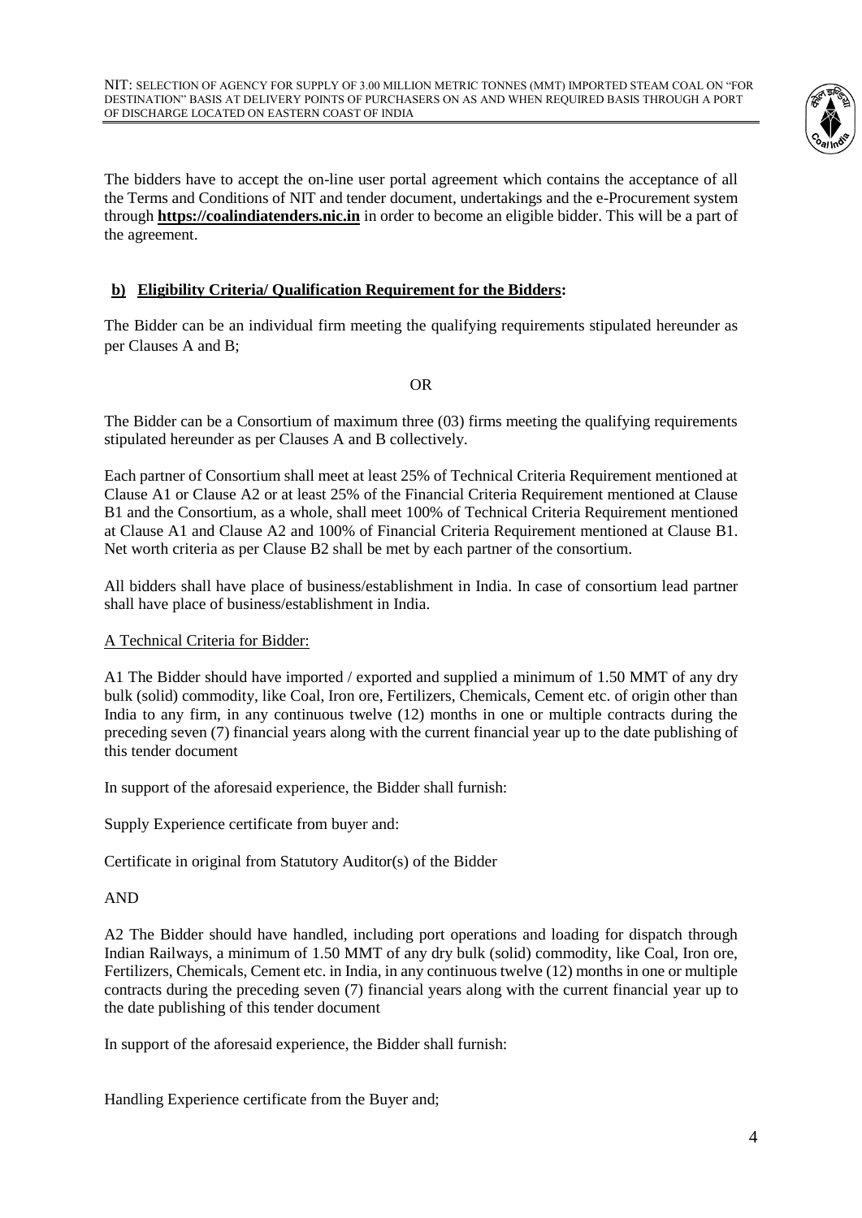The bidders have to accept the on-line user portal agreement which contains the acceptance of all the Terms and Conditions of NIT and tender document, undertakings and the e-Procurement system through **https://coalindiatenders.nic.in** in order to become an eligible bidder. This will be a part of the agreement.

## b) Eligibility Criteria/ Qualification Requirement for the Bidders:

The Bidder can be an individual firm meeting the qualifying requirements stipulated hereunder as per Clauses A and B;

OR

The Bidder can be a Consortium of maximum three (03) firms meeting the qualifying requirements stipulated hereunder as per Clauses A and B collectively.

Each partner of Consortium shall meet at least 25% of Technical Criteria Requirement mentioned at Clause A1 or Clause A2 or at least 25% of the Financial Criteria Requirement mentioned at Clause B1 and the Consortium, as a whole, shall meet 100% of Technical Criteria Requirement mentioned at Clause A1 and Clause A2 and 100% of Financial Criteria Requirement mentioned at Clause B1. Net worth criteria as per Clause B2 shall be met by each partner of the consortium.

All bidders shall have place of business/establishment in India. In case of consortium lead partner shall have place of business/establishment in India.

A Technical Criteria for Bidder:

A1 The Bidder should have imported / exported and supplied a minimum of 1.50 MMT of any dry bulk (solid) commodity, like Coal, Iron ore, Fertilizers, Chemicals, Cement etc. of origin other than India to any firm, in any continuous twelve (12) months in one or multiple contracts during the preceding seven (7) financial years along with the current financial year up to the date publishing of this tender document

In support of the aforesaid experience, the Bidder shall furnish:

Supply Experience certificate from buyer and:

Certificate in original from Statutory Auditor(s) of the Bidder

AND

A2 The Bidder should have handled, including port operations and loading for dispatch through Indian Railways, a minimum of 1.50 MMT of any dry bulk (solid) commodity, like Coal, Iron ore, Fertilizers, Chemicals, Cement etc. in India, in any continuous twelve (12) months in one or multiple contracts during the preceding seven (7) financial years along with the current financial year up to the date publishing of this tender document

In support of the aforesaid experience, the Bidder shall furnish:

Handling Experience certificate from the Buyer and;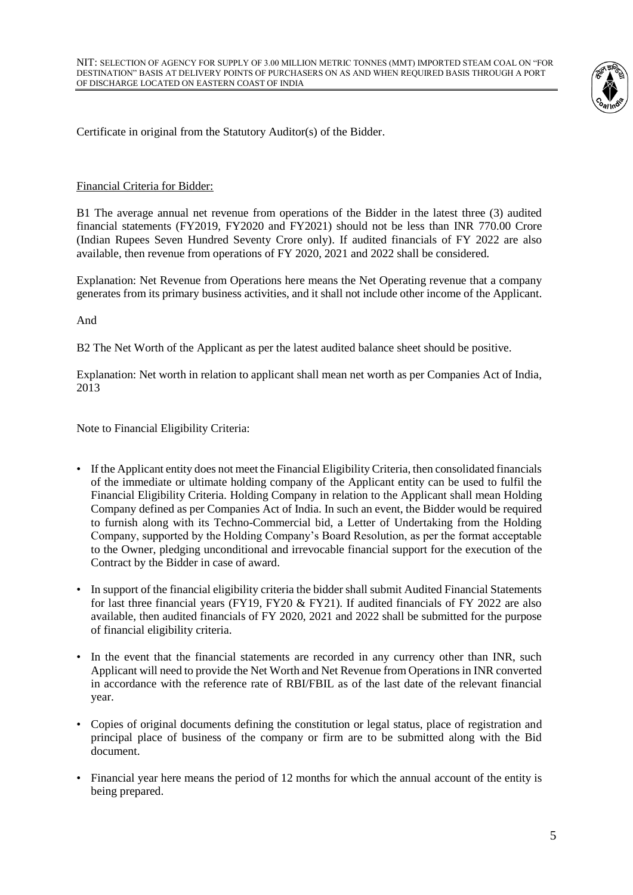Certificate in original from the Statutory Auditor(s) of the Bidder.

Financial Criteria for Bidder:

B1 The average annual net revenue from operations of the Bidder in the latest three (3) audited financial statements (FY2019, FY2020 and FY2021) should not be less than INR 770.00 Crore (Indian Rupees Seven Hundred Seventy Crore only). If audited financials of FY 2022 are also available, then revenue from operations of FY 2020, 2021 and 2022 shall be considered.

Explanation: Net Revenue from Operations here means the Net Operating revenue that a company generates from its primary business activities, and it shall not include other income of the Applicant.

And

B2 The Net Worth of the Applicant as per the latest audited balance sheet should be positive.

Explanation: Net worth in relation to applicant shall mean net worth as per Companies Act of India, 2013

Note to Financial Eligibility Criteria:

- If the Applicant entity does not meet the Financial Eligibility Criteria, then consolidated financials of the immediate or ultimate holding company of the Applicant entity can be used to fulfil the Financial Eligibility Criteria. Holding Company in relation to the Applicant shall mean Holding Company defined as per Companies Act of India. In such an event, the Bidder would be required to furnish along with its Techno-Commercial bid, a Letter of Undertaking from the Holding Company, supported by the Holding Company's Board Resolution, as per the format acceptable to the Owner, pledging unconditional and irrevocable financial support for the execution of the Contract by the Bidder in case of award.
- In support of the financial eligibility criteria the bidder shall submit Audited Financial Statements for last three financial years (FY19, FY20 & FY21). If audited financials of FY 2022 are also available, then audited financials of FY 2020, 2021 and 2022 shall be submitted for the purpose of financial eligibility criteria.
- In the event that the financial statements are recorded in any currency other than INR, such Applicant will need to provide the Net Worth and Net Revenue from Operations in INR converted in accordance with the reference rate of RBI/FBIL as of the last date of the relevant financial year.
- Copies of original documents defining the constitution or legal status, place of registration and principal place of business of the company or firm are to be submitted along with the Bid document.
- Financial year here means the period of 12 months for which the annual account of the entity is being prepared.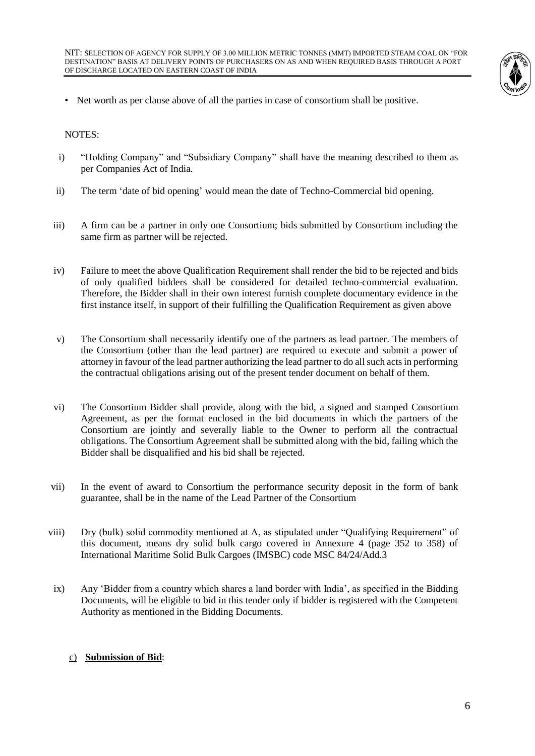- Net worth as per clause above of all the parties in case of consortium shall be positive.

NOTES:

i) "Holding Company" and "Subsidiary Company" shall have the meaning described to them as per Companies Act of India.

ii) The term 'date of bid opening' would mean the date of Techno-Commercial bid opening.

iii) A firm can be a partner in only one Consortium; bids submitted by Consortium including the same firm as partner will be rejected.

iv) Failure to meet the above Qualification Requirement shall render the bid to be rejected and bids of only qualified bidders shall be considered for detailed techno-commercial evaluation. Therefore, the Bidder shall in their own interest furnish complete documentary evidence in the first instance itself, in support of their fulfilling the Qualification Requirement as given above

v) The Consortium shall necessarily identify one of the partners as lead partner. The members of the Consortium (other than the lead partner) are required to execute and submit a power of attorney in favour of the lead partner authorizing the lead partner to do all such acts in performing the contractual obligations arising out of the present tender document on behalf of them.

vi) The Consortium Bidder shall provide, along with the bid, a signed and stamped Consortium Agreement, as per the format enclosed in the bid documents in which the partners of the Consortium are jointly and severally liable to the Owner to perform all the contractual obligations. The Consortium Agreement shall be submitted along with the bid, failing which the Bidder shall be disqualified and his bid shall be rejected.

vii) In the event of award to Consortium the performance security deposit in the form of bank guarantee, shall be in the name of the Lead Partner of the Consortium

viii) Dry (bulk) solid commodity mentioned at A, as stipulated under "Qualifying Requirement" of this document, means dry solid bulk cargo covered in Annexure 4 (page 352 to 358) of International Maritime Solid Bulk Cargoes (IMSBC) code MSC 84/24/Add.3

ix) Any 'Bidder from a country which shares a land border with India', as specified in the Bidding Documents, will be eligible to bid in this tender only if bidder is registered with the Competent Authority as mentioned in the Bidding Documents.

c) **Submission of Bid**: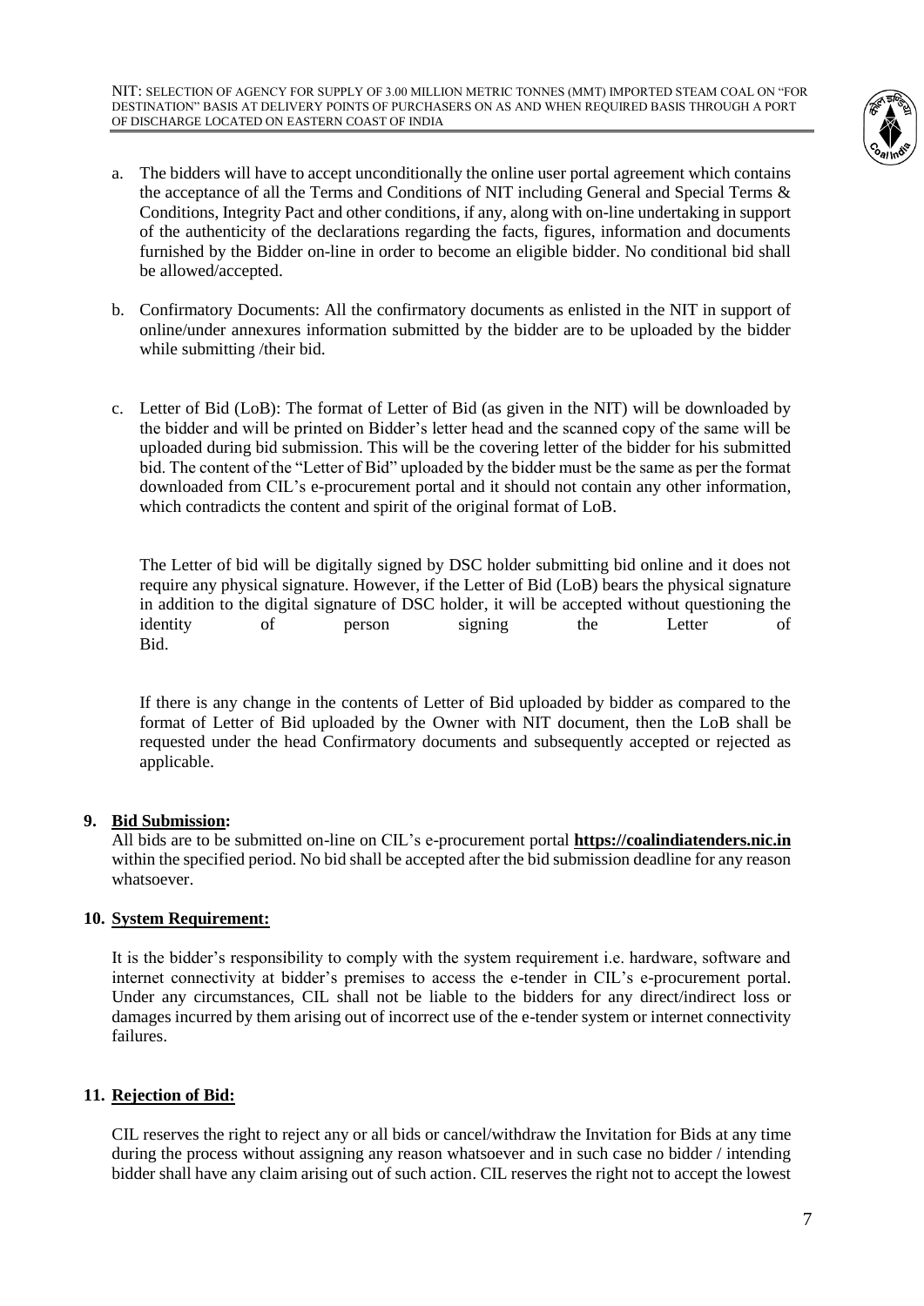a. The bidders will have to accept unconditionally the online user portal agreement which contains the acceptance of all the Terms and Conditions of NIT including General and Special Terms & Conditions, Integrity Pact and other conditions, if any, along with on-line undertaking in support of the authenticity of the declarations regarding the facts, figures, information and documents furnished by the Bidder on-line in order to become an eligible bidder. No conditional bid shall be allowed/accepted.

b. Confirmatory Documents: All the confirmatory documents as enlisted in the NIT in support of online/under annexures information submitted by the bidder are to be uploaded by the bidder while submitting /their bid.

c. Letter of Bid (LoB): The format of Letter of Bid (as given in the NIT) will be downloaded by the bidder and will be printed on Bidder's letter head and the scanned copy of the same will be uploaded during bid submission. This will be the covering letter of the bidder for his submitted bid. The content of the "Letter of Bid" uploaded by the bidder must be the same as per the format downloaded from CIL's e-procurement portal and it should not contain any other information, which contradicts the content and spirit of the original format of LoB.

   The Letter of bid will be digitally signed by DSC holder submitting bid online and it does not require any physical signature. However, if the Letter of Bid (LoB) bears the physical signature in addition to the digital signature of DSC holder, it will be accepted without questioning the identity of person signing the Letter of Bid.

   If there is any change in the contents of Letter of Bid uploaded by bidder as compared to the format of Letter of Bid uploaded by the Owner with NIT document, then the LoB shall be requested under the head Confirmatory documents and subsequently accepted or rejected as applicable.

**9. <u>Bid Submission</u>:**

All bids are to be submitted on-line on CIL's e-procurement portal **https://coalindiatenders.nic.in** within the specified period. No bid shall be accepted after the bid submission deadline for any reason whatsoever.

**10. <u>System Requirement:</u>**

It is the bidder's responsibility to comply with the system requirement i.e. hardware, software and internet connectivity at bidder's premises to access the e-tender in CIL's e-procurement portal. Under any circumstances, CIL shall not be liable to the bidders for any direct/indirect loss or damages incurred by them arising out of incorrect use of the e-tender system or internet connectivity failures.

**11. <u>Rejection of Bid:</u>**

CIL reserves the right to reject any or all bids or cancel/withdraw the Invitation for Bids at any time during the process without assigning any reason whatsoever and in such case no bidder / intending bidder shall have any claim arising out of such action. CIL reserves the right not to accept the lowest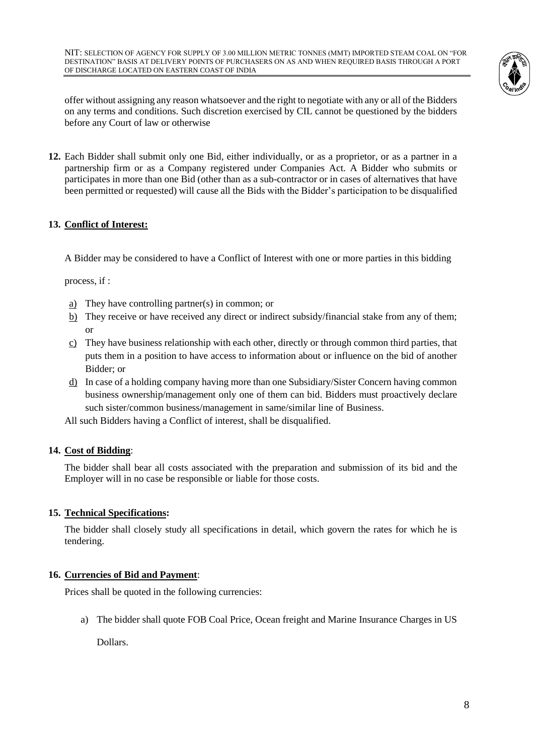offer without assigning any reason whatsoever and the right to negotiate with any or all of the Bidders on any terms and conditions. Such discretion exercised by CIL cannot be questioned by the bidders before any Court of law or otherwise

**12.** Each Bidder shall submit only one Bid, either individually, or as a proprietor, or as a partner in a partnership firm or as a Company registered under Companies Act. A Bidder who submits or participates in more than one Bid (other than as a sub-contractor or in cases of alternatives that have been permitted or requested) will cause all the Bids with the Bidder's participation to be disqualified

**13. Conflict of Interest:**

A Bidder may be considered to have a Conflict of Interest with one or more parties in this bidding process, if :

a) They have controlling partner(s) in common; or
b) They receive or have received any direct or indirect subsidy/financial stake from any of them; or
c) They have business relationship with each other, directly or through common third parties, that puts them in a position to have access to information about or influence on the bid of another Bidder; or
d) In case of a holding company having more than one Subsidiary/Sister Concern having common business ownership/management only one of them can bid. Bidders must proactively declare such sister/common business/management in same/similar line of Business.

All such Bidders having a Conflict of interest, shall be disqualified.

**14. Cost of Bidding**:

The bidder shall bear all costs associated with the preparation and submission of its bid and the Employer will in no case be responsible or liable for those costs.

**15. Technical Specifications:**

The bidder shall closely study all specifications in detail, which govern the rates for which he is tendering.

**16. Currencies of Bid and Payment**:

Prices shall be quoted in the following currencies:

a) The bidder shall quote FOB Coal Price, Ocean freight and Marine Insurance Charges in US Dollars.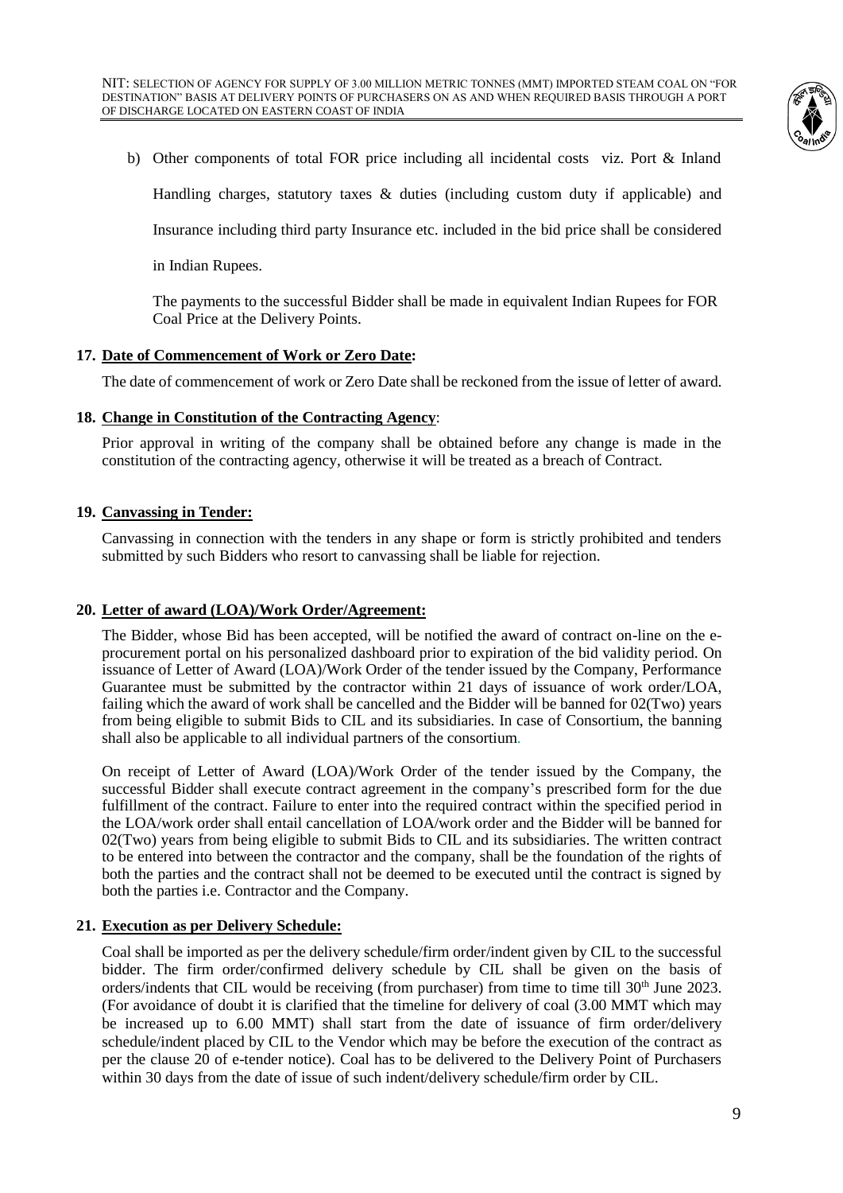b) Other components of total FOR price including all incidental costs viz. Port & Inland Handling charges, statutory taxes & duties (including custom duty if applicable) and Insurance including third party Insurance etc. included in the bid price shall be considered in Indian Rupees.

The payments to the successful Bidder shall be made in equivalent Indian Rupees for FOR Coal Price at the Delivery Points.

**17. Date of Commencement of Work or Zero Date:**

The date of commencement of work or Zero Date shall be reckoned from the issue of letter of award.

**18. Change in Constitution of the Contracting Agency:**

Prior approval in writing of the company shall be obtained before any change is made in the constitution of the contracting agency, otherwise it will be treated as a breach of Contract.

**19. Canvassing in Tender:**

Canvassing in connection with the tenders in any shape or form is strictly prohibited and tenders submitted by such Bidders who resort to canvassing shall be liable for rejection.

**20. Letter of award (LOA)/Work Order/Agreement:**

The Bidder, whose Bid has been accepted, will be notified the award of contract on-line on the e-procurement portal on his personalized dashboard prior to expiration of the bid validity period. On issuance of Letter of Award (LOA)/Work Order of the tender issued by the Company, Performance Guarantee must be submitted by the contractor within 21 days of issuance of work order/LOA, failing which the award of work shall be cancelled and the Bidder will be banned for 02(Two) years from being eligible to submit Bids to CIL and its subsidiaries. In case of Consortium, the banning shall also be applicable to all individual partners of the consortium.

On receipt of Letter of Award (LOA)/Work Order of the tender issued by the Company, the successful Bidder shall execute contract agreement in the company's prescribed form for the due fulfillment of the contract. Failure to enter into the required contract within the specified period in the LOA/work order shall entail cancellation of LOA/work order and the Bidder will be banned for 02(Two) years from being eligible to submit Bids to CIL and its subsidiaries. The written contract to be entered into between the contractor and the company, shall be the foundation of the rights of both the parties and the contract shall not be deemed to be executed until the contract is signed by both the parties i.e. Contractor and the Company.

**21. Execution as per Delivery Schedule:**

Coal shall be imported as per the delivery schedule/firm order/indent given by CIL to the successful bidder. The firm order/confirmed delivery schedule by CIL shall be given on the basis of orders/indents that CIL would be receiving (from purchaser) from time to time till 30th June 2023. (For avoidance of doubt it is clarified that the timeline for delivery of coal (3.00 MMT which may be increased up to 6.00 MMT) shall start from the date of issuance of firm order/delivery schedule/indent placed by CIL to the Vendor which may be before the execution of the contract as per the clause 20 of e-tender notice). Coal has to be delivered to the Delivery Point of Purchasers within 30 days from the date of issue of such indent/delivery schedule/firm order by CIL.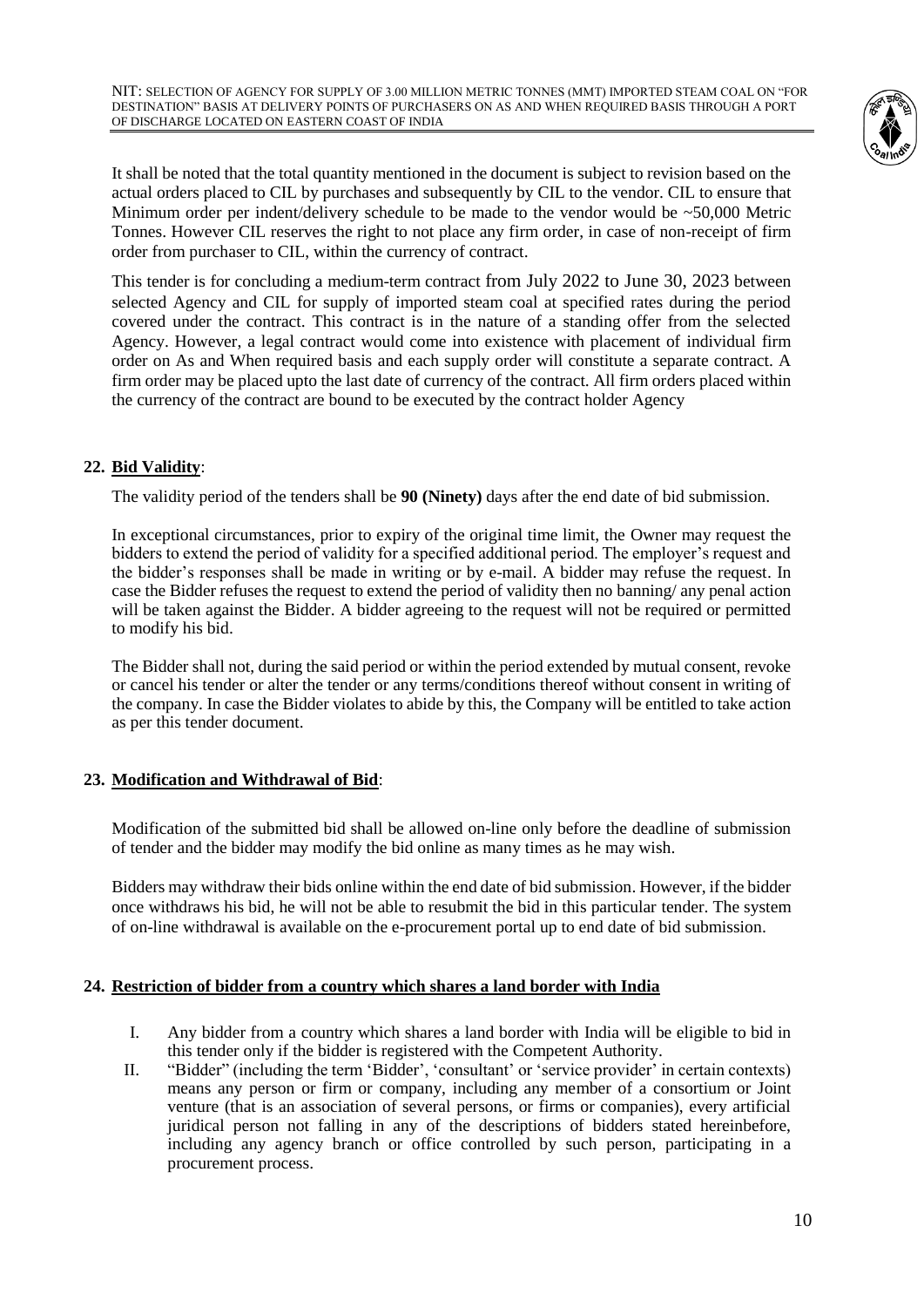It shall be noted that the total quantity mentioned in the document is subject to revision based on the actual orders placed to CIL by purchases and subsequently by CIL to the vendor. CIL to ensure that Minimum order per indent/delivery schedule to be made to the vendor would be ~50,000 Metric Tonnes. However CIL reserves the right to not place any firm order, in case of non-receipt of firm order from purchaser to CIL, within the currency of contract.

This tender is for concluding a medium-term contract from July 2022 to June 30, 2023 between selected Agency and CIL for supply of imported steam coal at specified rates during the period covered under the contract. This contract is in the nature of a standing offer from the selected Agency. However, a legal contract would come into existence with placement of individual firm order on As and When required basis and each supply order will constitute a separate contract. A firm order may be placed upto the last date of currency of the contract. All firm orders placed within the currency of the contract are bound to be executed by the contract holder Agency

## 22. Bid Validity:

The validity period of the tenders shall be **90 (Ninety)** days after the end date of bid submission.

In exceptional circumstances, prior to expiry of the original time limit, the Owner may request the bidders to extend the period of validity for a specified additional period. The employer's request and the bidder's responses shall be made in writing or by e-mail. A bidder may refuse the request. In case the Bidder refuses the request to extend the period of validity then no banning/ any penal action will be taken against the Bidder. A bidder agreeing to the request will not be required or permitted to modify his bid.

The Bidder shall not, during the said period or within the period extended by mutual consent, revoke or cancel his tender or alter the tender or any terms/conditions thereof without consent in writing of the company. In case the Bidder violates to abide by this, the Company will be entitled to take action as per this tender document.

## 23. Modification and Withdrawal of Bid:

Modification of the submitted bid shall be allowed on-line only before the deadline of submission of tender and the bidder may modify the bid online as many times as he may wish.

Bidders may withdraw their bids online within the end date of bid submission. However, if the bidder once withdraws his bid, he will not be able to resubmit the bid in this particular tender. The system of on-line withdrawal is available on the e-procurement portal up to end date of bid submission.

## 24. Restriction of bidder from a country which shares a land border with India

I. Any bidder from a country which shares a land border with India will be eligible to bid in this tender only if the bidder is registered with the Competent Authority.

II. "Bidder" (including the term 'Bidder', 'consultant' or 'service provider' in certain contexts) means any person or firm or company, including any member of a consortium or Joint venture (that is an association of several persons, or firms or companies), every artificial juridical person not falling in any of the descriptions of bidders stated hereinbefore, including any agency branch or office controlled by such person, participating in a procurement process.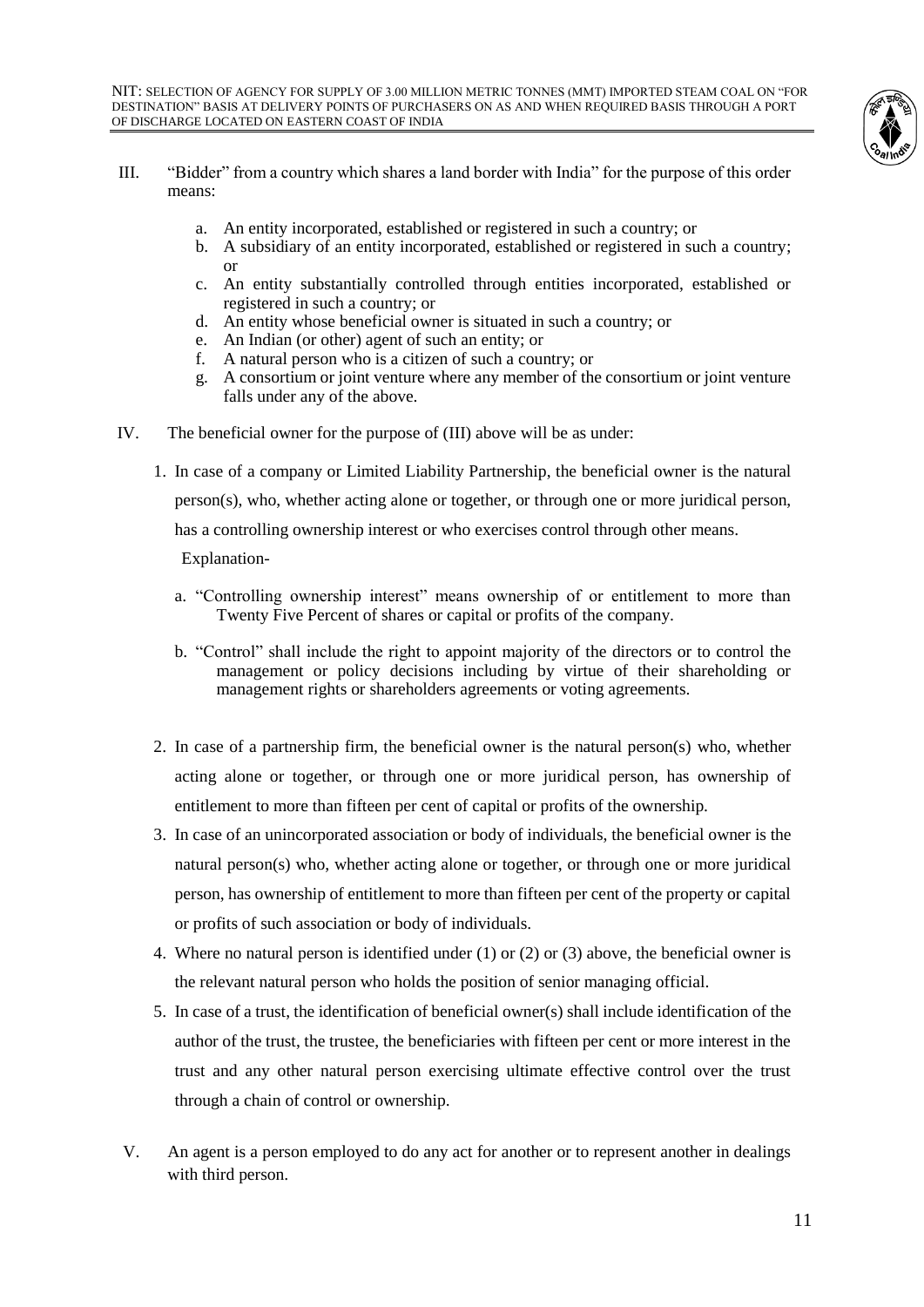III. "Bidder" from a country which shares a land border with India" for the purpose of this order means:

   a. An entity incorporated, established or registered in such a country; or
   b. A subsidiary of an entity incorporated, established or registered in such a country; or
   c. An entity substantially controlled through entities incorporated, established or registered in such a country; or
   d. An entity whose beneficial owner is situated in such a country; or
   e. An Indian (or other) agent of such an entity; or
   f. A natural person who is a citizen of such a country; or
   g. A consortium or joint venture where any member of the consortium or joint venture falls under any of the above.

IV. The beneficial owner for the purpose of (III) above will be as under:

   1. In case of a company or Limited Liability Partnership, the beneficial owner is the natural person(s), who, whether acting alone or together, or through one or more juridical person, has a controlling ownership interest or who exercises control through other means.

      Explanation-

      a. "Controlling ownership interest" means ownership of or entitlement to more than Twenty Five Percent of shares or capital or profits of the company.

      b. "Control" shall include the right to appoint majority of the directors or to control the management or policy decisions including by virtue of their shareholding or management rights or shareholders agreements or voting agreements.

   2. In case of a partnership firm, the beneficial owner is the natural person(s) who, whether acting alone or together, or through one or more juridical person, has ownership of entitlement to more than fifteen per cent of capital or profits of the ownership.
   3. In case of an unincorporated association or body of individuals, the beneficial owner is the natural person(s) who, whether acting alone or together, or through one or more juridical person, has ownership of entitlement to more than fifteen per cent of the property or capital or profits of such association or body of individuals.
   4. Where no natural person is identified under (1) or (2) or (3) above, the beneficial owner is the relevant natural person who holds the position of senior managing official.
   5. In case of a trust, the identification of beneficial owner(s) shall include identification of the author of the trust, the trustee, the beneficiaries with fifteen per cent or more interest in the trust and any other natural person exercising ultimate effective control over the trust through a chain of control or ownership.

V. An agent is a person employed to do any act for another or to represent another in dealings with third person.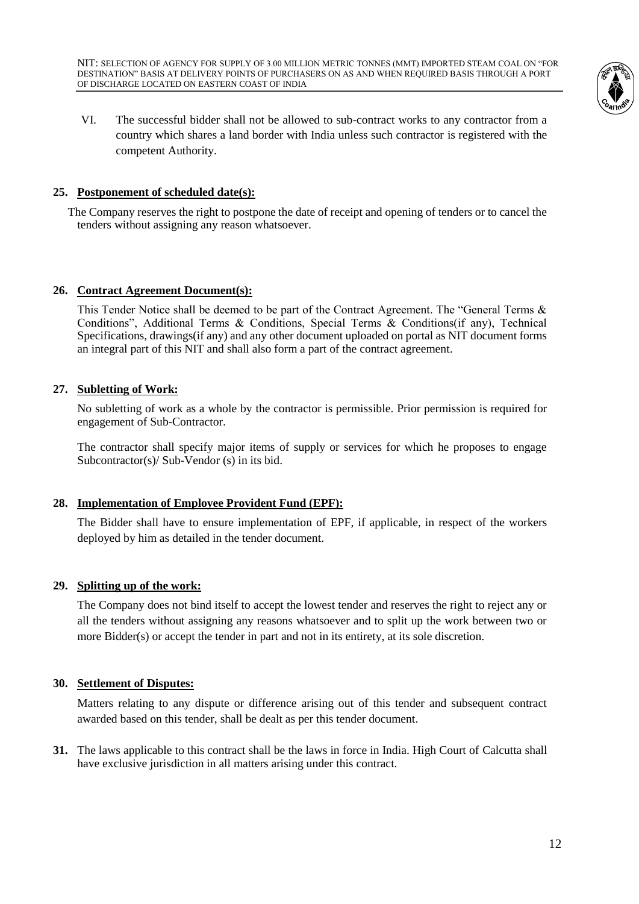VI. The successful bidder shall not be allowed to sub-contract works to any contractor from a country which shares a land border with India unless such contractor is registered with the competent Authority.

**25. Postponement of scheduled date(s):**

The Company reserves the right to postpone the date of receipt and opening of tenders or to cancel the tenders without assigning any reason whatsoever.

**26. Contract Agreement Document(s):**

This Tender Notice shall be deemed to be part of the Contract Agreement. The "General Terms & Conditions", Additional Terms & Conditions, Special Terms & Conditions(if any), Technical Specifications, drawings(if any) and any other document uploaded on portal as NIT document forms an integral part of this NIT and shall also form a part of the contract agreement.

**27. Subletting of Work:**

No subletting of work as a whole by the contractor is permissible. Prior permission is required for engagement of Sub-Contractor.

The contractor shall specify major items of supply or services for which he proposes to engage Subcontractor(s)/ Sub-Vendor (s) in its bid.

**28. Implementation of Employee Provident Fund (EPF):**

The Bidder shall have to ensure implementation of EPF, if applicable, in respect of the workers deployed by him as detailed in the tender document.

**29. Splitting up of the work:**

The Company does not bind itself to accept the lowest tender and reserves the right to reject any or all the tenders without assigning any reasons whatsoever and to split up the work between two or more Bidder(s) or accept the tender in part and not in its entirety, at its sole discretion.

**30. Settlement of Disputes:**

Matters relating to any dispute or difference arising out of this tender and subsequent contract awarded based on this tender, shall be dealt as per this tender document.

**31.** The laws applicable to this contract shall be the laws in force in India. High Court of Calcutta shall have exclusive jurisdiction in all matters arising under this contract.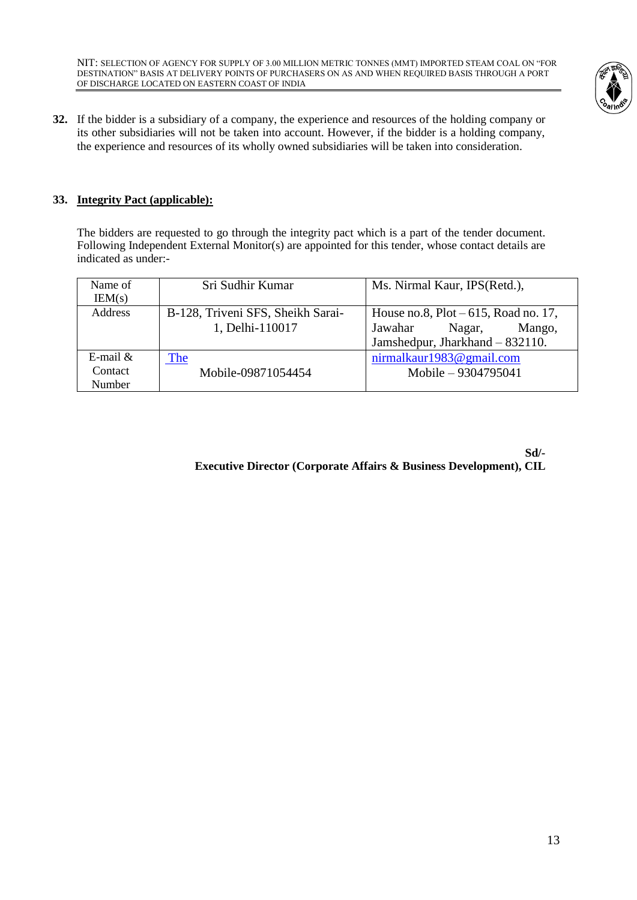**32.** If the bidder is a subsidiary of a company, the experience and resources of the holding company or its other subsidiaries will not be taken into account. However, if the bidder is a holding company, the experience and resources of its wholly owned subsidiaries will be taken into consideration.

**33. Integrity Pact (applicable):**

The bidders are requested to go through the integrity pact which is a part of the tender document. Following Independent External Monitor(s) are appointed for this tender, whose contact details are indicated as under:-

| | | |
|---|---|---|
| Name of IEM(s) | Sri Sudhir Kumar | Ms. Nirmal Kaur, IPS(Retd.), |
| Address | B-128, Triveni SFS, Sheikh Sarai-1, Delhi-110017 | House no.8, Plot – 615, Road no. 17, Jawahar Nagar, Mango, Jamshedpur, Jharkhand – 832110. |
| E-mail & Contact Number | The<br>Mobile-09871054454 | nirmalkaur1983@gmail.com<br>Mobile – 9304795041 |

**Sd/-**
**Executive Director (Corporate Affairs & Business Development), CIL**